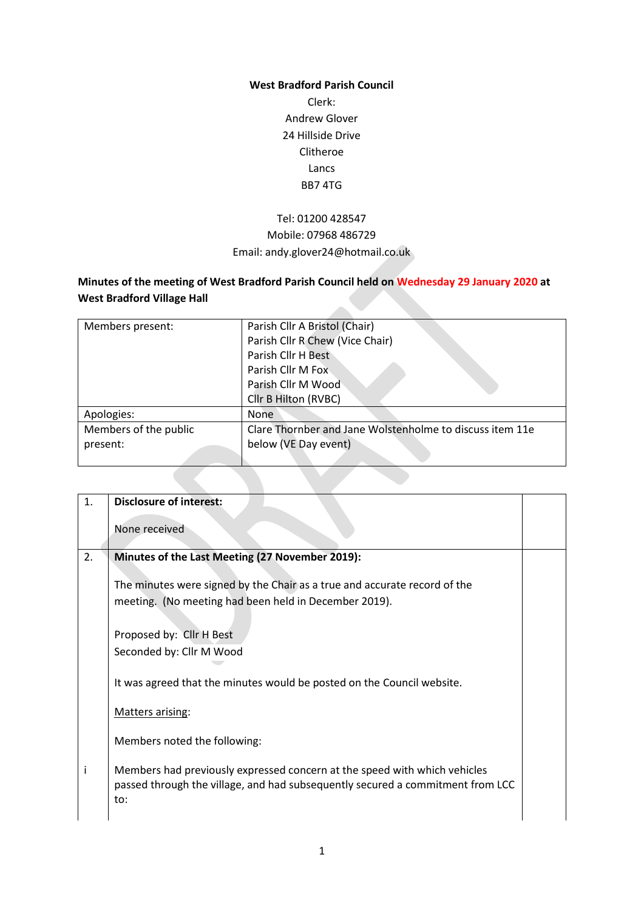**West Bradford Parish Council**

Clerk:
Andrew Glover
24 Hillside Drive
Clitheroe
Lancs
BB7 4TG

Tel: 01200 428547
Mobile: 07968 486729
Email: andy.glover24@hotmail.co.uk

**Minutes of the meeting of West Bradford Parish Council held on Wednesday 29 January 2020 at West Bradford Village Hall**

| Members present: | Parish Cllr A Bristol (Chair)<br>Parish Cllr R Chew (Vice Chair)<br>Parish Cllr H Best<br>Parish Cllr M Fox<br>Parish Cllr M Wood<br>Cllr B Hilton (RVBC) |
|---|---|
| Apologies: | None |
| Members of the public present: | Clare Thornber and Jane Wolstenholme to discuss item 11e below (VE Day event) |

| | | |
|---|---|---|
| 1. | **Disclosure of interest:**<br><br>None received | |
| 2. | **Minutes of the Last Meeting (27 November 2019):**<br><br>The minutes were signed by the Chair as a true and accurate record of the meeting. (No meeting had been held in December 2019).<br><br>Proposed by: Cllr H Best<br>Seconded by: Cllr M Wood<br><br>It was agreed that the minutes would be posted on the Council website.<br><br><u>Matters arising</u>:<br><br>Members noted the following: | |
| i | Members had previously expressed concern at the speed with which vehicles passed through the village, and had subsequently secured a commitment from LCC to: | |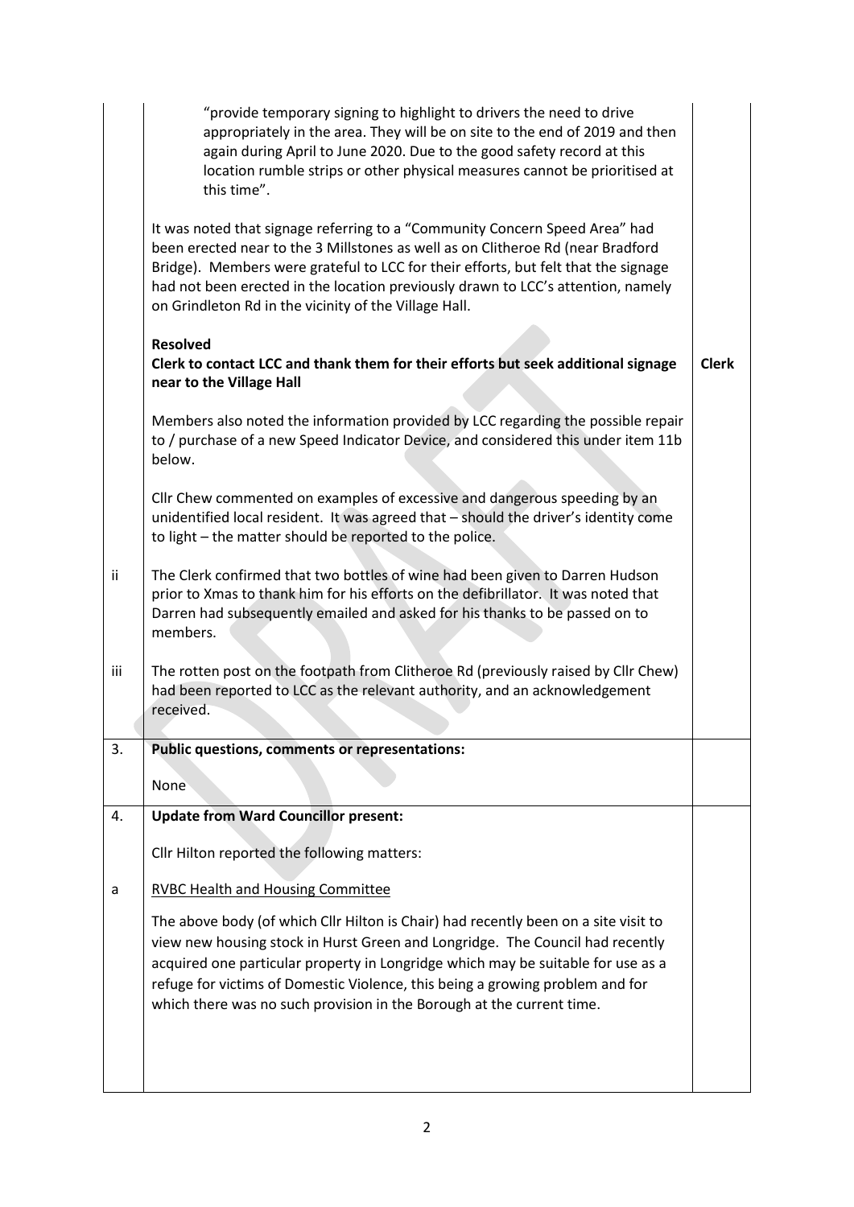| | | |
|---|---|---|
| | "provide temporary signing to highlight to drivers the need to drive appropriately in the area. They will be on site to the end of 2019 and then again during April to June 2020. Due to the good safety record at this location rumble strips or other physical measures cannot be prioritised at this time".<br><br>It was noted that signage referring to a "Community Concern Speed Area" had been erected near to the 3 Millstones as well as on Clitheroe Rd (near Bradford Bridge). Members were grateful to LCC for their efforts, but felt that the signage had not been erected in the location previously drawn to LCC's attention, namely on Grindleton Rd in the vicinity of the Village Hall.<br><br>**Resolved**<br>**Clerk to contact LCC and thank them for their efforts but seek additional signage near to the Village Hall**<br><br>Members also noted the information provided by LCC regarding the possible repair to / purchase of a new Speed Indicator Device, and considered this under item 11b below.<br><br>Cllr Chew commented on examples of excessive and dangerous speeding by an unidentified local resident. It was agreed that – should the driver's identity come to light – the matter should be reported to the police. | **Clerk** |
| ii | The Clerk confirmed that two bottles of wine had been given to Darren Hudson prior to Xmas to thank him for his efforts on the defibrillator. It was noted that Darren had subsequently emailed and asked for his thanks to be passed on to members. | |
| iii | The rotten post on the footpath from Clitheroe Rd (previously raised by Cllr Chew) had been reported to LCC as the relevant authority, and an acknowledgement received. | |
| 3. | **Public questions, comments or representations:**<br><br>None | |
| 4. | **Update from Ward Councillor present:**<br><br>Cllr Hilton reported the following matters: | |
| a | RVBC Health and Housing Committee<br><br>The above body (of which Cllr Hilton is Chair) had recently been on a site visit to view new housing stock in Hurst Green and Longridge. The Council had recently acquired one particular property in Longridge which may be suitable for use as a refuge for victims of Domestic Violence, this being a growing problem and for which there was no such provision in the Borough at the current time. | |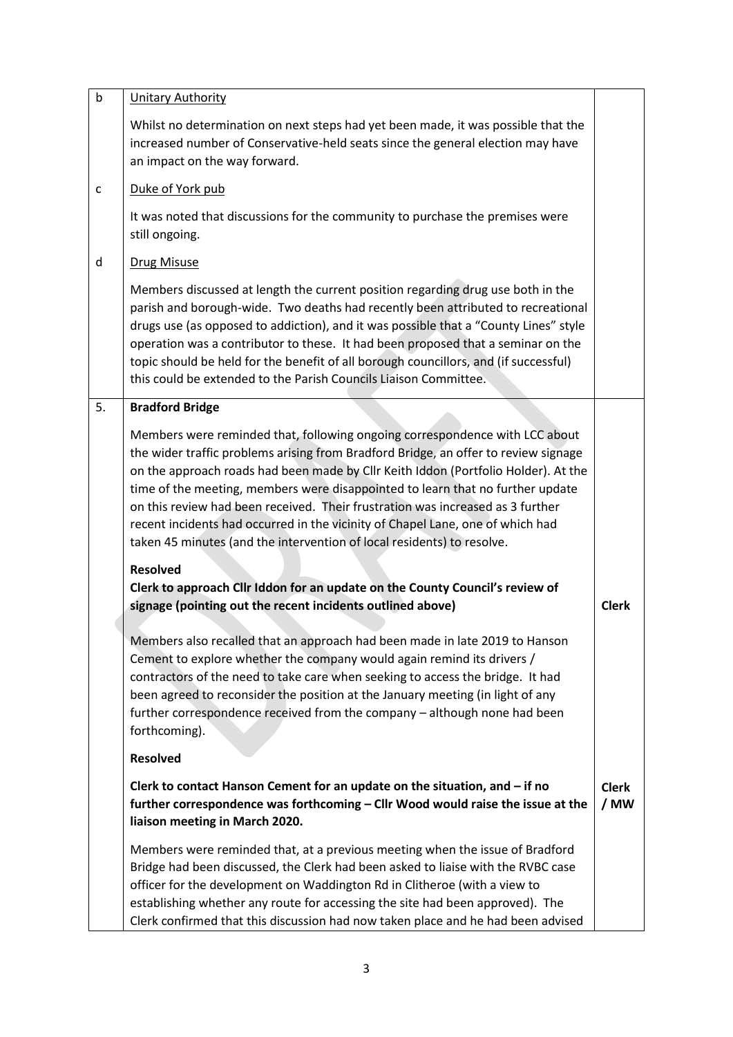| | | |
|---|---|---|
| b | Unitary Authority<br><br>Whilst no determination on next steps had yet been made, it was possible that the increased number of Conservative-held seats since the general election may have an impact on the way forward. | |
| c | Duke of York pub<br><br>It was noted that discussions for the community to purchase the premises were still ongoing. | |
| d | Drug Misuse<br><br>Members discussed at length the current position regarding drug use both in the parish and borough-wide. Two deaths had recently been attributed to recreational drugs use (as opposed to addiction), and it was possible that a "County Lines" style operation was a contributor to these. It had been proposed that a seminar on the topic should be held for the benefit of all borough councillors, and (if successful) this could be extended to the Parish Councils Liaison Committee. | |
| 5. | **Bradford Bridge**<br><br>Members were reminded that, following ongoing correspondence with LCC about the wider traffic problems arising from Bradford Bridge, an offer to review signage on the approach roads had been made by Cllr Keith Iddon (Portfolio Holder). At the time of the meeting, members were disappointed to learn that no further update on this review had been received. Their frustration was increased as 3 further recent incidents had occurred in the vicinity of Chapel Lane, one of which had taken 45 minutes (and the intervention of local residents) to resolve.<br><br>**Resolved**<br>**Clerk to approach Cllr Iddon for an update on the County Council's review of signage (pointing out the recent incidents outlined above)** | **Clerk** |
| | Members also recalled that an approach had been made in late 2019 to Hanson Cement to explore whether the company would again remind its drivers / contractors of the need to take care when seeking to access the bridge. It had been agreed to reconsider the position at the January meeting (in light of any further correspondence received from the company – although none had been forthcoming).<br><br>**Resolved**<br><br>**Clerk to contact Hanson Cement for an update on the situation, and – if no further correspondence was forthcoming – Cllr Wood would raise the issue at the liaison meeting in March 2020.** | **Clerk / MW** |
| | Members were reminded that, at a previous meeting when the issue of Bradford Bridge had been discussed, the Clerk had been asked to liaise with the RVBC case officer for the development on Waddington Rd in Clitheroe (with a view to establishing whether any route for accessing the site had been approved). The Clerk confirmed that this discussion had now taken place and he had been advised | |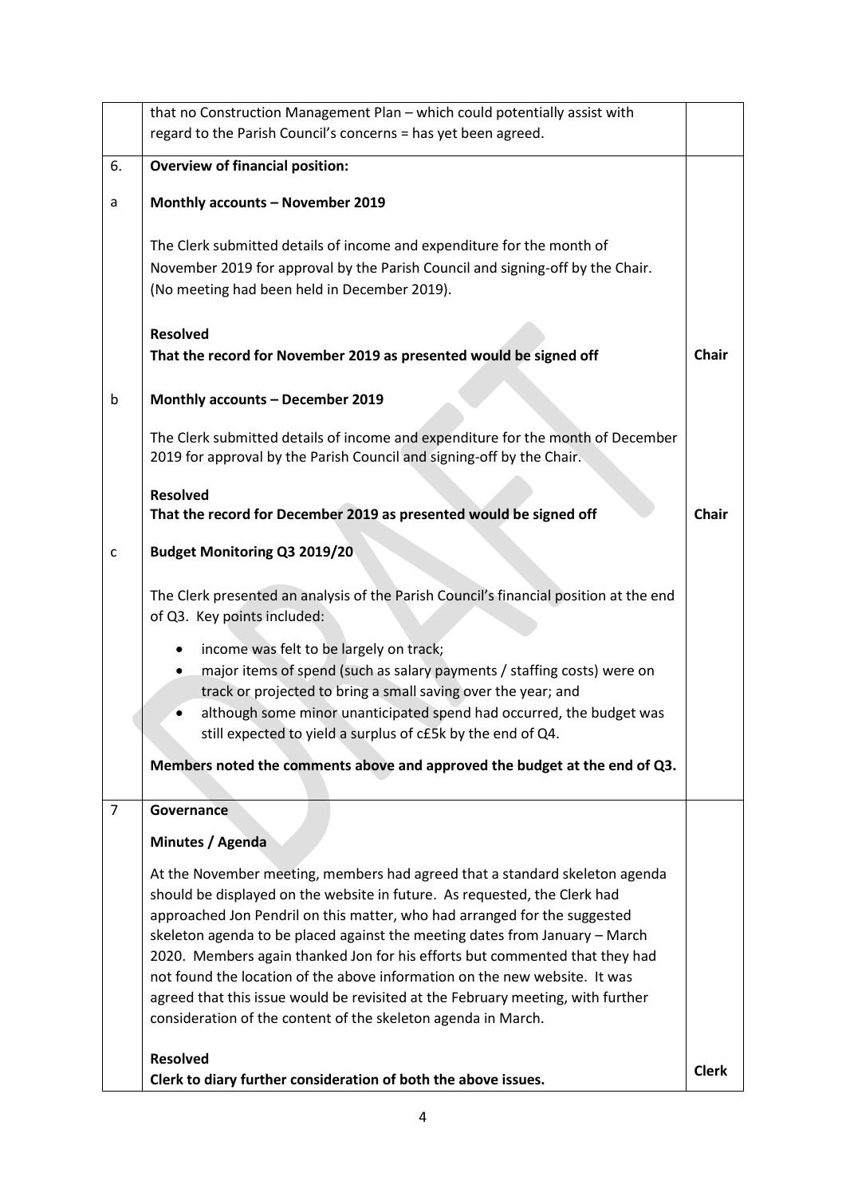| | | |
|---|---|---|
| | that no Construction Management Plan – which could potentially assist with regard to the Parish Council's concerns = has yet been agreed. | |
| 6. | **Overview of financial position:** | |
| a | **Monthly accounts – November 2019**<br><br>The Clerk submitted details of income and expenditure for the month of November 2019 for approval by the Parish Council and signing-off by the Chair. (No meeting had been held in December 2019).<br><br>**Resolved**<br>**That the record for November 2019 as presented would be signed off** | **Chair** |
| b | **Monthly accounts – December 2019**<br><br>The Clerk submitted details of income and expenditure for the month of December 2019 for approval by the Parish Council and signing-off by the Chair.<br><br>**Resolved**<br>**That the record for December 2019 as presented would be signed off** | **Chair** |
| c | **Budget Monitoring Q3 2019/20**<br><br>The Clerk presented an analysis of the Parish Council's financial position at the end of Q3. Key points included:<br><br>• income was felt to be largely on track;<br>• major items of spend (such as salary payments / staffing costs) were on track or projected to bring a small saving over the year; and<br>• although some minor unanticipated spend had occurred, the budget was still expected to yield a surplus of c£5k by the end of Q4.<br><br>**Members noted the comments above and approved the budget at the end of Q3.** | |
| 7 | **Governance**<br><br>**Minutes / Agenda**<br><br>At the November meeting, members had agreed that a standard skeleton agenda should be displayed on the website in future. As requested, the Clerk had approached Jon Pendril on this matter, who had arranged for the suggested skeleton agenda to be placed against the meeting dates from January – March 2020. Members again thanked Jon for his efforts but commented that they had not found the location of the above information on the new website. It was agreed that this issue would be revisited at the February meeting, with further consideration of the content of the skeleton agenda in March.<br><br>**Resolved**<br>**Clerk to diary further consideration of both the above issues.** | **Clerk** |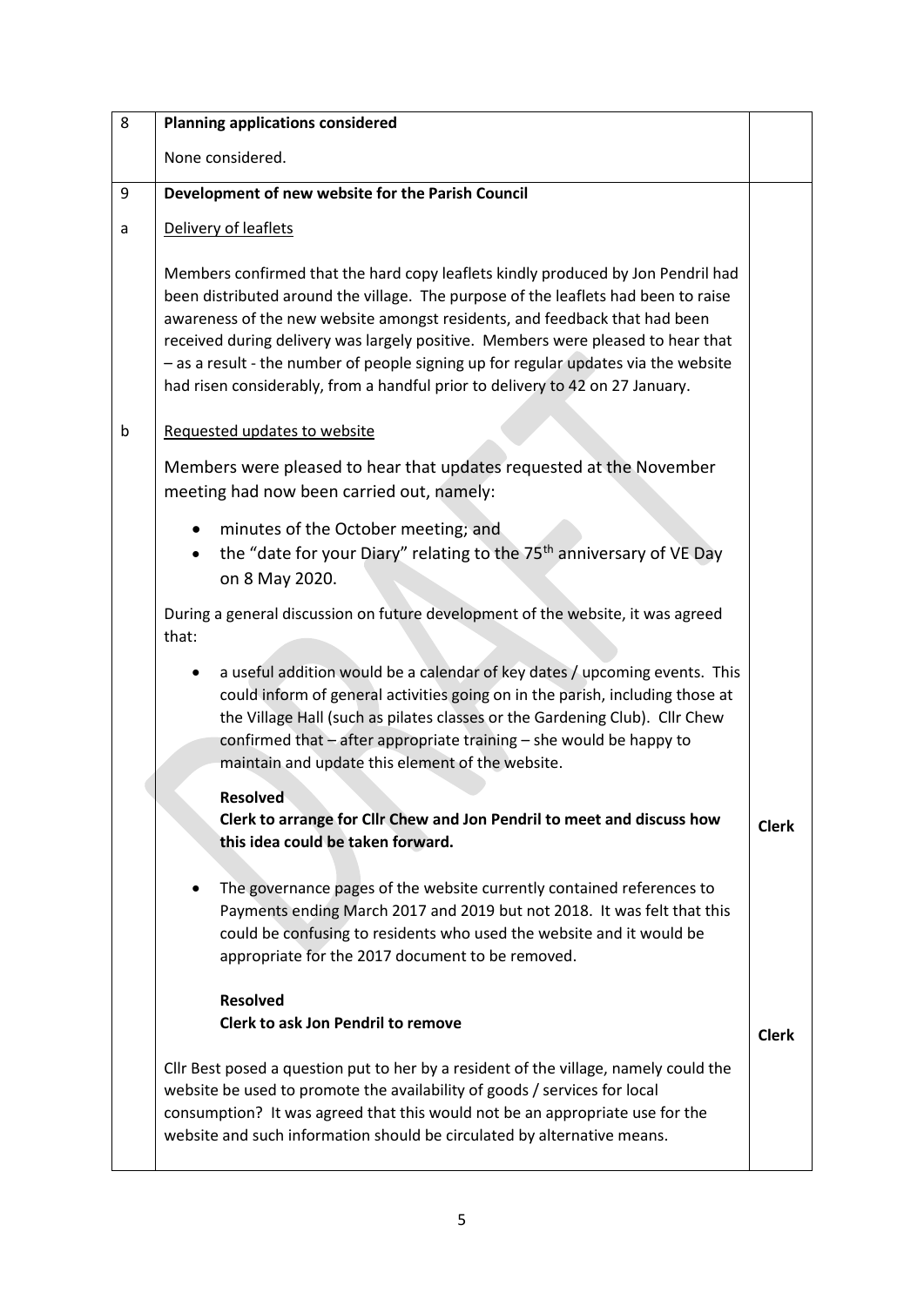| | | |
|---|---|---|
| 8 | **Planning applications considered**<br><br>None considered. | |
| 9 | **Development of new website for the Parish Council** | |
| a | <u>Delivery of leaflets</u><br><br>Members confirmed that the hard copy leaflets kindly produced by Jon Pendril had been distributed around the village. The purpose of the leaflets had been to raise awareness of the new website amongst residents, and feedback that had been received during delivery was largely positive. Members were pleased to hear that – as a result - the number of people signing up for regular updates via the website had risen considerably, from a handful prior to delivery to 42 on 27 January. | |
| b | <u>Requested updates to website</u><br><br>Members were pleased to hear that updates requested at the November meeting had now been carried out, namely:<br><br>• minutes of the October meeting; and<br>• the "date for your Diary" relating to the 75th anniversary of VE Day on 8 May 2020.<br><br>During a general discussion on future development of the website, it was agreed that:<br><br>• a useful addition would be a calendar of key dates / upcoming events. This could inform of general activities going on in the parish, including those at the Village Hall (such as pilates classes or the Gardening Club). Cllr Chew confirmed that – after appropriate training – she would be happy to maintain and update this element of the website.<br><br>**Resolved**<br>**Clerk to arrange for Cllr Chew and Jon Pendril to meet and discuss how this idea could be taken forward.** | **Clerk** |
| | • The governance pages of the website currently contained references to Payments ending March 2017 and 2019 but not 2018. It was felt that this could be confusing to residents who used the website and it would be appropriate for the 2017 document to be removed.<br><br>**Resolved**<br>**Clerk to ask Jon Pendril to remove** | **Clerk** |
| | Cllr Best posed a question put to her by a resident of the village, namely could the website be used to promote the availability of goods / services for local consumption? It was agreed that this would not be an appropriate use for the website and such information should be circulated by alternative means. | |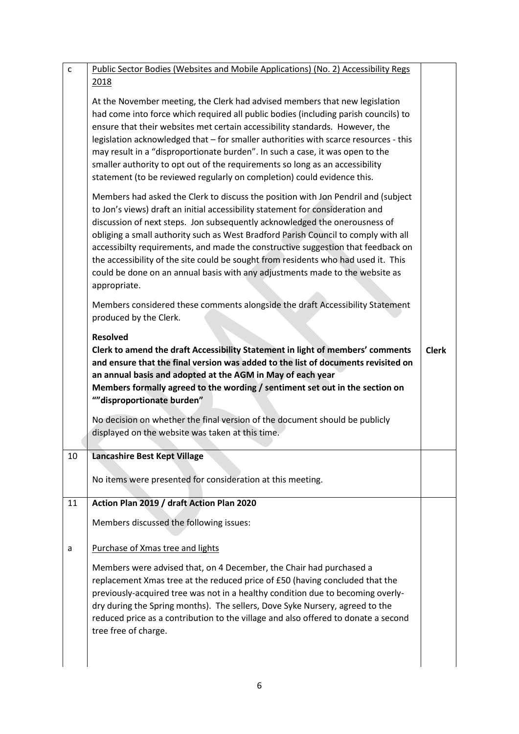| | | |
|---|---|---|
| c | Public Sector Bodies (Websites and Mobile Applications) (No. 2) Accessibility Regs 2018<br><br>At the November meeting, the Clerk had advised members that new legislation had come into force which required all public bodies (including parish councils) to ensure that their websites met certain accessibility standards. However, the legislation acknowledged that – for smaller authorities with scarce resources - this may result in a "disproportionate burden". In such a case, it was open to the smaller authority to opt out of the requirements so long as an accessibility statement (to be reviewed regularly on completion) could evidence this.<br><br>Members had asked the Clerk to discuss the position with Jon Pendril and (subject to Jon's views) draft an initial accessibility statement for consideration and discussion of next steps. Jon subsequently acknowledged the onerousness of obliging a small authority such as West Bradford Parish Council to comply with all accessibilty requirements, and made the constructive suggestion that feedback on the accessibility of the site could be sought from residents who had used it. This could be done on an annual basis with any adjustments made to the website as appropriate.<br><br>Members considered these comments alongside the draft Accessibility Statement produced by the Clerk.<br><br>**Resolved**<br>**Clerk to amend the draft Accessibility Statement in light of members' comments and ensure that the final version was added to the list of documents revisited on an annual basis and adopted at the AGM in May of each year**<br>**Members formally agreed to the wording / sentiment set out in the section on ""disproportionate burden"**<br><br>No decision on whether the final version of the document should be publicly displayed on the website was taken at this time. | **Clerk** |
| 10 | **Lancashire Best Kept Village**<br><br>No items were presented for consideration at this meeting. | |
| 11 | **Action Plan 2019 / draft Action Plan 2020**<br><br>Members discussed the following issues: | |
| a | Purchase of Xmas tree and lights<br><br>Members were advised that, on 4 December, the Chair had purchased a replacement Xmas tree at the reduced price of £50 (having concluded that the previously-acquired tree was not in a healthy condition due to becoming overly-dry during the Spring months). The sellers, Dove Syke Nursery, agreed to the reduced price as a contribution to the village and also offered to donate a second tree free of charge. | |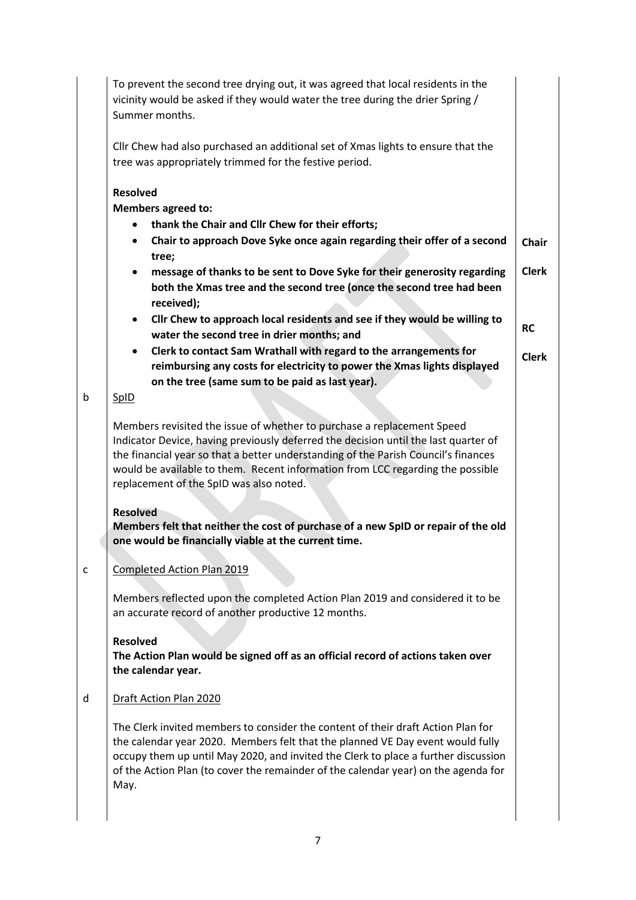To prevent the second tree drying out, it was agreed that local residents in the vicinity would be asked if they would water the tree during the drier Spring / Summer months.

Cllr Chew had also purchased an additional set of Xmas lights to ensure that the tree was appropriately trimmed for the festive period.

**Resolved**

**Members agreed to:**

- **thank the Chair and Cllr Chew for their efforts;**
- **Chair to approach Dove Syke once again regarding their offer of a second tree;** — **Chair**
- **message of thanks to be sent to Dove Syke for their generosity regarding both the Xmas tree and the second tree (once the second tree had been received);** — **Clerk**
- **Cllr Chew to approach local residents and see if they would be willing to water the second tree in drier months; and** — **RC**
- **Clerk to contact Sam Wrathall with regard to the arrangements for reimbursing any costs for electricity to power the Xmas lights displayed on the tree (same sum to be paid as last year).** — **Clerk**

b. SpID

Members revisited the issue of whether to purchase a replacement Speed Indicator Device, having previously deferred the decision until the last quarter of the financial year so that a better understanding of the Parish Council's finances would be available to them. Recent information from LCC regarding the possible replacement of the SpID was also noted.

**Resolved**

**Members felt that neither the cost of purchase of a new SpID or repair of the old one would be financially viable at the current time.**

c. Completed Action Plan 2019

Members reflected upon the completed Action Plan 2019 and considered it to be an accurate record of another productive 12 months.

**Resolved**

**The Action Plan would be signed off as an official record of actions taken over the calendar year.**

d. Draft Action Plan 2020

The Clerk invited members to consider the content of their draft Action Plan for the calendar year 2020. Members felt that the planned VE Day event would fully occupy them up until May 2020, and invited the Clerk to place a further discussion of the Action Plan (to cover the remainder of the calendar year) on the agenda for May.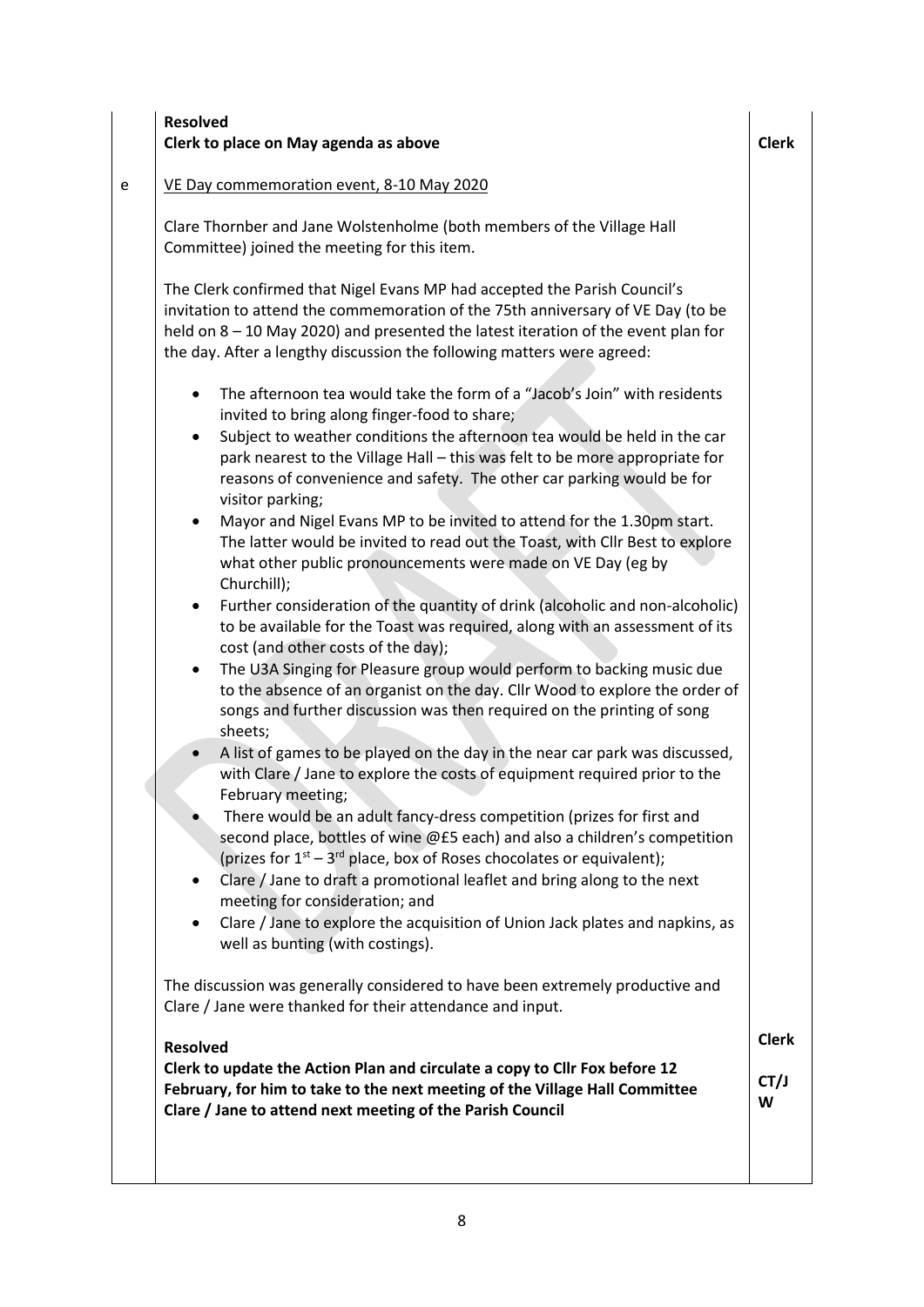**Resolved**
**Clerk to place on May agenda as above** — **Clerk**

e — VE Day commemoration event, 8-10 May 2020

Clare Thornber and Jane Wolstenholme (both members of the Village Hall Committee) joined the meeting for this item.

The Clerk confirmed that Nigel Evans MP had accepted the Parish Council's invitation to attend the commemoration of the 75th anniversary of VE Day (to be held on 8 – 10 May 2020) and presented the latest iteration of the event plan for the day. After a lengthy discussion the following matters were agreed:

- The afternoon tea would take the form of a "Jacob's Join" with residents invited to bring along finger-food to share;
- Subject to weather conditions the afternoon tea would be held in the car park nearest to the Village Hall – this was felt to be more appropriate for reasons of convenience and safety. The other car parking would be for visitor parking;
- Mayor and Nigel Evans MP to be invited to attend for the 1.30pm start. The latter would be invited to read out the Toast, with Cllr Best to explore what other public pronouncements were made on VE Day (eg by Churchill);
- Further consideration of the quantity of drink (alcoholic and non-alcoholic) to be available for the Toast was required, along with an assessment of its cost (and other costs of the day);
- The U3A Singing for Pleasure group would perform to backing music due to the absence of an organist on the day. Cllr Wood to explore the order of songs and further discussion was then required on the printing of song sheets;
- A list of games to be played on the day in the near car park was discussed, with Clare / Jane to explore the costs of equipment required prior to the February meeting;
- There would be an adult fancy-dress competition (prizes for first and second place, bottles of wine @£5 each) and also a children's competition (prizes for 1st – 3rd place, box of Roses chocolates or equivalent);
- Clare / Jane to draft a promotional leaflet and bring along to the next meeting for consideration; and
- Clare / Jane to explore the acquisition of Union Jack plates and napkins, as well as bunting (with costings).

The discussion was generally considered to have been extremely productive and Clare / Jane were thanked for their attendance and input.

**Resolved**
**Clerk to update the Action Plan and circulate a copy to Cllr Fox before 12 February, for him to take to the next meeting of the Village Hall Committee** — **Clerk**
**Clare / Jane to attend next meeting of the Parish Council** — **CT/JW**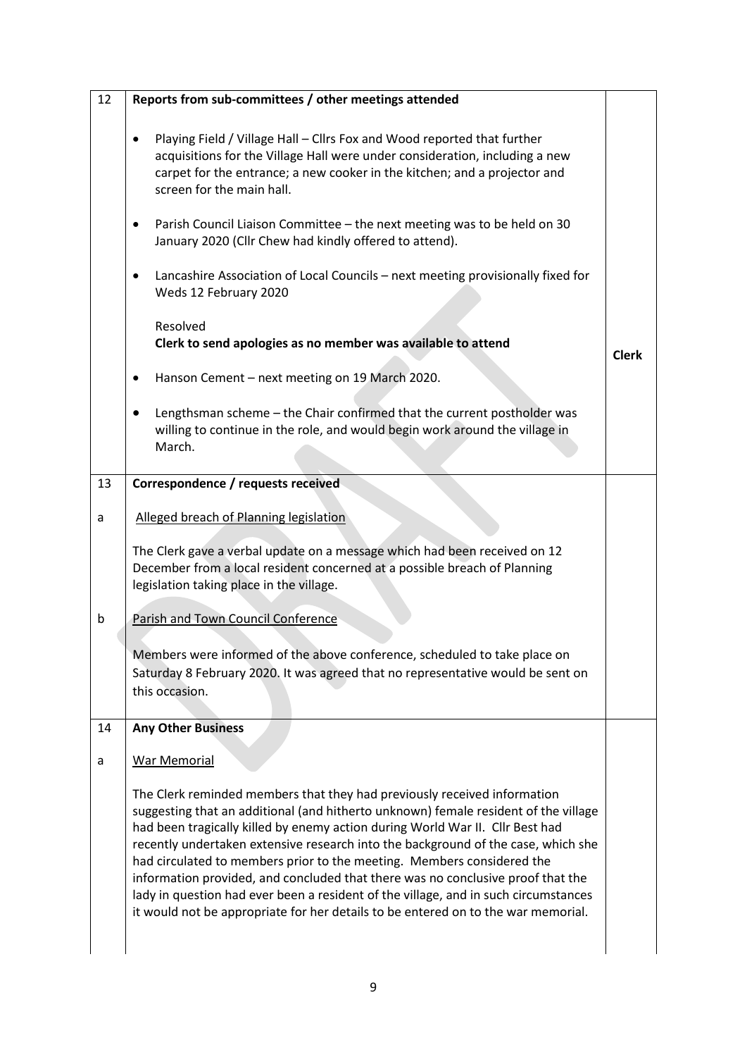| | | |
|---|---|---|
| 12 | **Reports from sub-committees / other meetings attended**<br><br>• Playing Field / Village Hall – Cllrs Fox and Wood reported that further acquisitions for the Village Hall were under consideration, including a new carpet for the entrance; a new cooker in the kitchen; and a projector and screen for the main hall.<br><br>• Parish Council Liaison Committee – the next meeting was to be held on 30 January 2020 (Cllr Chew had kindly offered to attend).<br><br>• Lancashire Association of Local Councils – next meeting provisionally fixed for Weds 12 February 2020<br><br>Resolved<br>**Clerk to send apologies as no member was available to attend**<br><br>• Hanson Cement – next meeting on 19 March 2020.<br><br>• Lengthsman scheme – the Chair confirmed that the current postholder was willing to continue in the role, and would begin work around the village in March. | **Clerk** |
| 13 | **Correspondence / requests received** | |
| a | Alleged breach of Planning legislation<br><br>The Clerk gave a verbal update on a message which had been received on 12 December from a local resident concerned at a possible breach of Planning legislation taking place in the village. | |
| b | Parish and Town Council Conference<br><br>Members were informed of the above conference, scheduled to take place on Saturday 8 February 2020. It was agreed that no representative would be sent on this occasion. | |
| 14 | **Any Other Business** | |
| a | War Memorial<br><br>The Clerk reminded members that they had previously received information suggesting that an additional (and hitherto unknown) female resident of the village had been tragically killed by enemy action during World War II. Cllr Best had recently undertaken extensive research into the background of the case, which she had circulated to members prior to the meeting. Members considered the information provided, and concluded that there was no conclusive proof that the lady in question had ever been a resident of the village, and in such circumstances it would not be appropriate for her details to be entered on to the war memorial. | |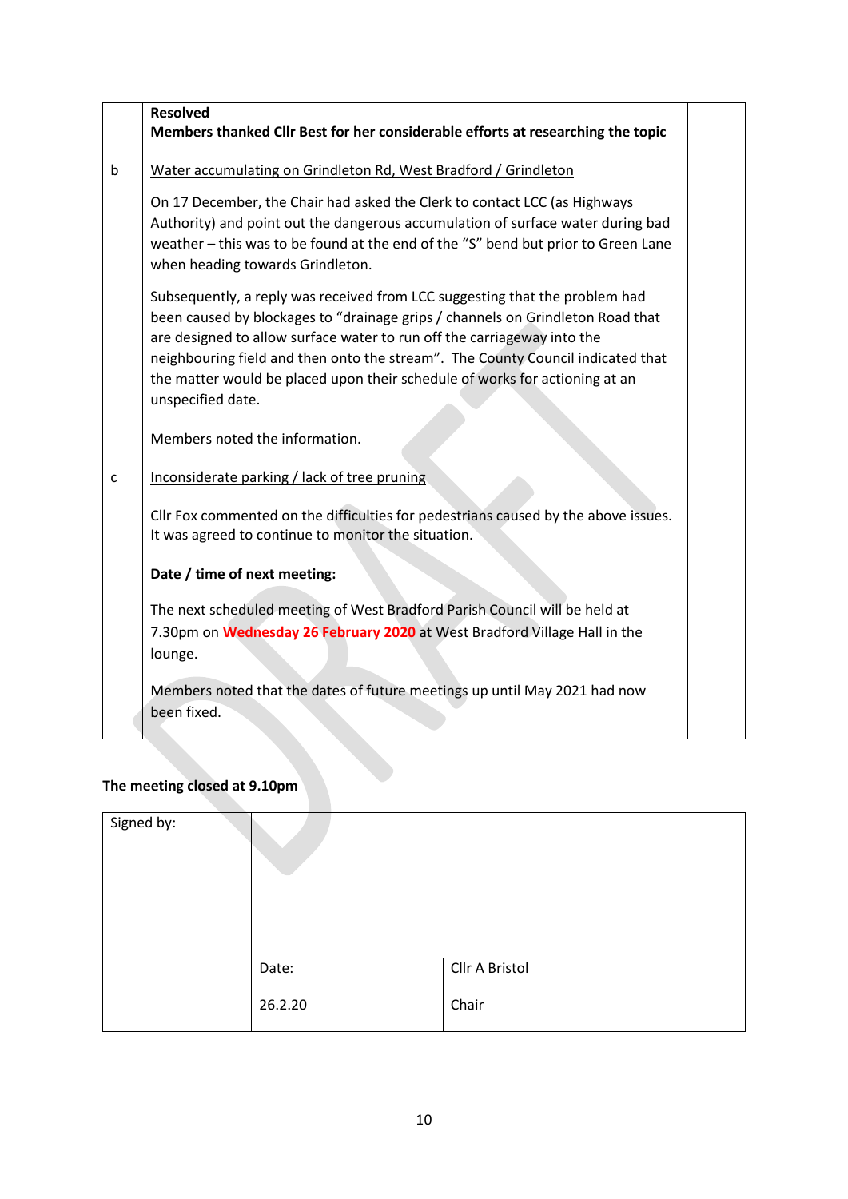| | | |
|---|---|---|
| | **Resolved**<br>**Members thanked Cllr Best for her considerable efforts at researching the topic** | |
| b | Water accumulating on Grindleton Rd, West Bradford / Grindleton<br><br>On 17 December, the Chair had asked the Clerk to contact LCC (as Highways Authority) and point out the dangerous accumulation of surface water during bad weather – this was to be found at the end of the "S" bend but prior to Green Lane when heading towards Grindleton.<br><br>Subsequently, a reply was received from LCC suggesting that the problem had been caused by blockages to "drainage grips / channels on Grindleton Road that are designed to allow surface water to run off the carriageway into the neighbouring field and then onto the stream". The County Council indicated that the matter would be placed upon their schedule of works for actioning at an unspecified date.<br><br>Members noted the information. | |
| c | Inconsiderate parking / lack of tree pruning<br><br>Cllr Fox commented on the difficulties for pedestrians caused by the above issues. It was agreed to continue to monitor the situation. | |
| | **Date / time of next meeting:**<br><br>The next scheduled meeting of West Bradford Parish Council will be held at 7.30pm on **Wednesday 26 February 2020** at West Bradford Village Hall in the lounge.<br><br>Members noted that the dates of future meetings up until May 2021 had now been fixed. | |

**The meeting closed at 9.10pm**

| | | |
|---|---|---|
| Signed by: | | |
| | Date:<br><br>26.2.20 | Cllr A Bristol<br><br>Chair |